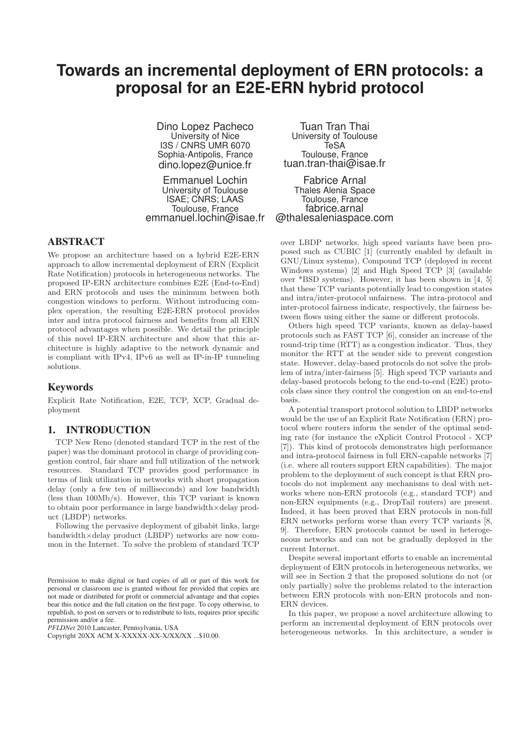# Towards an incremental deployment of ERN protocols: a proposal for an E2E-ERN hybrid protocol

Dino Lopez Pacheco
University of Nice
I3S / CNRS UMR 6070
Sophia-Antipolis, France
dino.lopez@unice.fr

Tuan Tran Thai
University of Toulouse
TeSA
Toulouse, France
tuan.tran-thai@isae.fr

Emmanuel Lochin
University of Toulouse
ISAE; CNRS; LAAS
Toulouse, France
emmanuel.lochin@isae.fr

Fabrice Arnal
Thales Alenia Space
Toulouse, France
fabrice.arnal@thalesaleniaspace.com

## ABSTRACT

We propose an architecture based on a hybrid E2E-ERN approach to allow incremental deployment of ERN (Explicit Rate Notification) protocols in heterogeneous networks. The proposed IP-ERN architecture combines E2E (End-to-End) and ERN protocols and uses the minimum between both congestion windows to perform. Without introducing complex operation, the resulting E2E-ERN protocol provides inter and intra protocol fairness and benefits from all ERN protocol advantages when possible. We detail the principle of this novel IP-ERN architecture and show that this architecture is highly adaptive to the network dynamic and is compliant with IPv4, IPv6 as well as IP-in-IP tunneling solutions.

## Keywords

Explicit Rate Notification, E2E, TCP, XCP, Gradual deployment

## 1. INTRODUCTION

TCP New Reno (denoted standard TCP in the rest of the paper) was the dominant protocol in charge of providing congestion control, fair share and full utilization of the network resources. Standard TCP provides good performance in terms of link utilization in networks with short propagation delay (only a few ten of milliseconds) and low bandwidth (less than 100Mb/s). However, this TCP variant is known to obtain poor performance in large bandwidth×delay product (LBDP) networks.

Following the pervasive deployment of gibabit links, large bandwidth×delay product (LBDP) networks are now common in the Internet. To solve the problem of standard TCP over LBDP networks, high speed variants have been proposed such as CUBIC [1] (currently enabled by default in GNU/Linux systems), Compound TCP (deployed in recent Windows systems) [2] and High Speed TCP [3] (available over *BSD systems). However, it has been shown in [4, 5] that these TCP variants potentially lead to congestion states and intra/inter-protocol unfairness. The intra-protocol and inter-protocol fairness indicate, respectively, the fairness between flows using either the same or different protocols.

Others high speed TCP variants, known as delay-based protocols such as FAST TCP [6], consider an increase of the round-trip time (RTT) as a congestion indicator. Thus, they monitor the RTT at the sender side to prevent congestion state. However, delay-based protocols do not solve the problem of intra/inter-fairness [5]. High speed TCP variants and delay-based protocols belong to the end-to-end (E2E) protocols class since they control the congestion on an end-to-end basis.

A potential transport protocol solution to LBDP networks would be the use of an Explicit Rate Notification (ERN) protocol where routers inform the sender of the optimal sending rate (for instance the eXplicit Control Protocol - XCP [7]). This kind of protocols demonstrates high performance and intra-protocol fairness in full ERN-capable networks [7] (i.e. where all routers support ERN capabilities). The major problem to the deployment of such concept is that ERN protocols do not implement any mechanisms to deal with networks where non-ERN protocols (e.g., standard TCP) and non-ERN equipments (e.g., DropTail routers) are present. Indeed, it has been proved that ERN protocols in non-full ERN networks perform worse than every TCP variants [8, 9]. Therefore, ERN protocols cannot be used in heterogeneous networks and can not be gradually deployed in the current Internet.

Despite several important efforts to enable an incremental deployment of ERN protocols in heterogeneous networks, we will see in Section 2 that the proposed solutions do not (or only partially) solve the problems related to the interaction between ERN protocols with non-ERN protocols and non-ERN devices.

In this paper, we propose a novel architecture allowing to perform an incremental deployment of ERN protocols over heterogeneous networks. In this architecture, a sender is

Permission to make digital or hard copies of all or part of this work for personal or classroom use is granted without fee provided that copies are not made or distributed for profit or commercial advantage and that copies bear this notice and the full citation on the first page. To copy otherwise, to republish, to post on servers or to redistribute to lists, requires prior specific permission and/or a fee.
*PFLDNet* 2010 Lancaster, Pennsylvania, USA
Copyright 20XX ACM X-XXXXX-XX-X/XX/XX ...$10.00.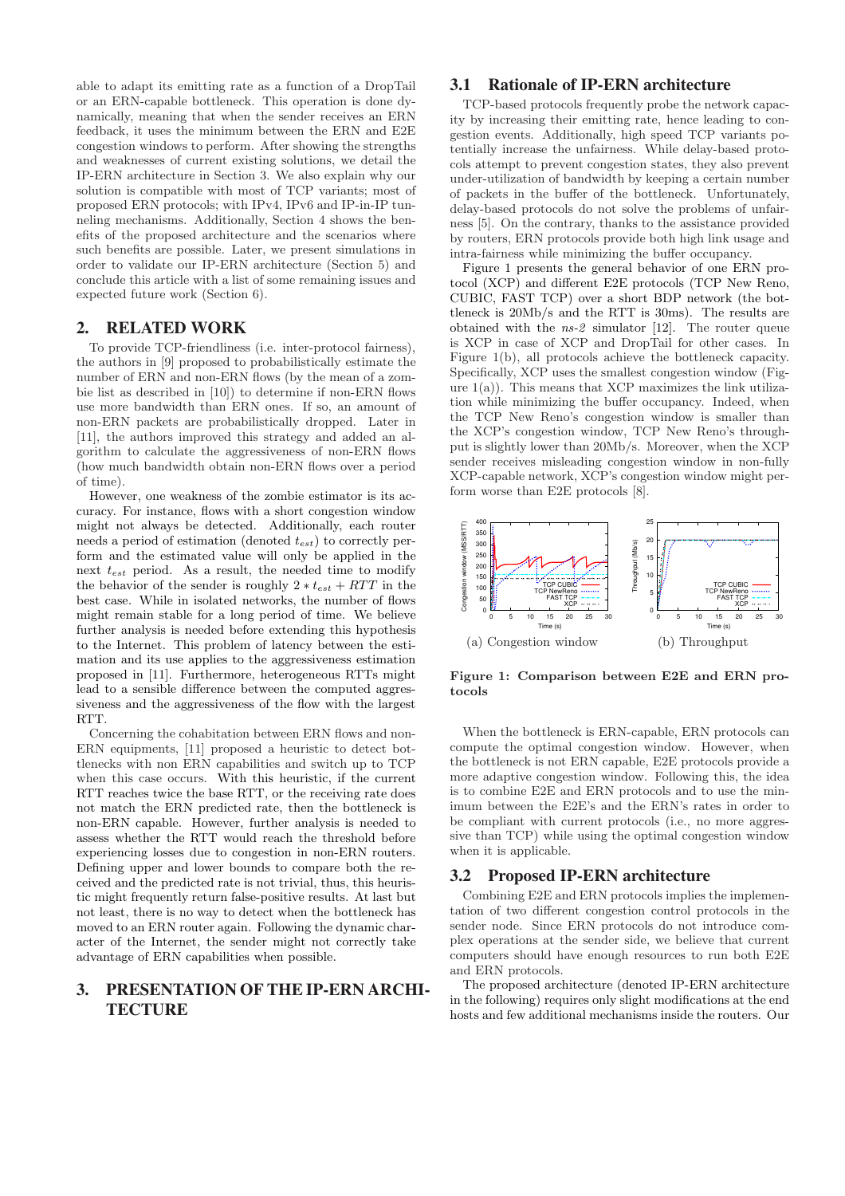able to adapt its emitting rate as a function of a DropTail or an ERN-capable bottleneck. This operation is done dynamically, meaning that when the sender receives an ERN feedback, it uses the minimum between the ERN and E2E congestion windows to perform. After showing the strengths and weaknesses of current existing solutions, we detail the IP-ERN architecture in Section 3. We also explain why our solution is compatible with most of TCP variants; most of proposed ERN protocols; with IPv4, IPv6 and IP-in-IP tunneling mechanisms. Additionally, Section 4 shows the benefits of the proposed architecture and the scenarios where such benefits are possible. Later, we present simulations in order to validate our IP-ERN architecture (Section 5) and conclude this article with a list of some remaining issues and expected future work (Section 6).

## 2. RELATED WORK

To provide TCP-friendliness (i.e. inter-protocol fairness), the authors in [9] proposed to probabilistically estimate the number of ERN and non-ERN flows (by the mean of a zombie list as described in [10]) to determine if non-ERN flows use more bandwidth than ERN ones. If so, an amount of non-ERN packets are probabilistically dropped. Later in [11], the authors improved this strategy and added an algorithm to calculate the aggressiveness of non-ERN flows (how much bandwidth obtain non-ERN flows over a period of time).

However, one weakness of the zombie estimator is its accuracy. For instance, flows with a short congestion window might not always be detected. Additionally, each router needs a period of estimation (denoted $t_{est}$) to correctly perform and the estimated value will only be applied in the next $t_{est}$ period. As a result, the needed time to modify the behavior of the sender is roughly $2 * t_{est} + RTT$ in the best case. While in isolated networks, the number of flows might remain stable for a long period of time. We believe further analysis is needed before extending this hypothesis to the Internet. This problem of latency between the estimation and its use applies to the aggressiveness estimation proposed in [11]. Furthermore, heterogeneous RTTs might lead to a sensible difference between the computed aggressiveness and the aggressiveness of the flow with the largest RTT.

Concerning the cohabitation between ERN flows and non-ERN equipments, [11] proposed a heuristic to detect bottlenecks with non ERN capabilities and switch up to TCP when this case occurs. With this heuristic, if the current RTT reaches twice the base RTT, or the receiving rate does not match the ERN predicted rate, then the bottleneck is non-ERN capable. However, further analysis is needed to assess whether the RTT would reach the threshold before experiencing losses due to congestion in non-ERN routers. Defining upper and lower bounds to compare both the received and the predicted rate is not trivial, thus, this heuristic might frequently return false-positive results. At last but not least, there is no way to detect when the bottleneck has moved to an ERN router again. Following the dynamic character of the Internet, the sender might not correctly take advantage of ERN capabilities when possible.

## 3. PRESENTATION OF THE IP-ERN ARCHITECTURE

### 3.1 Rationale of IP-ERN architecture

TCP-based protocols frequently probe the network capacity by increasing their emitting rate, hence leading to congestion events. Additionally, high speed TCP variants potentially increase the unfairness. While delay-based protocols attempt to prevent congestion states, they also prevent under-utilization of bandwidth by keeping a certain number of packets in the buffer of the bottleneck. Unfortunately, delay-based protocols do not solve the problems of unfairness [5]. On the contrary, thanks to the assistance provided by routers, ERN protocols provide both high link usage and intra-fairness while minimizing the buffer occupancy.

Figure 1 presents the general behavior of one ERN protocol (XCP) and different E2E protocols (TCP New Reno, CUBIC, FAST TCP) over a short BDP network (the bottleneck is 20Mb/s and the RTT is 30ms). The results are obtained with the *ns-2* simulator [12]. The router queue is XCP in case of XCP and DropTail for other cases. In Figure 1(b), all protocols achieve the bottleneck capacity. Specifically, XCP uses the smallest congestion window (Figure 1(a)). This means that XCP maximizes the link utilization while minimizing the buffer occupancy. Indeed, when the TCP New Reno's congestion window is smaller than the XCP's congestion window, TCP New Reno's throughput is slightly lower than 20Mb/s. Moreover, when the XCP sender receives misleading congestion window in non-fully XCP-capable network, XCP's congestion window might perform worse than E2E protocols [8].

(a) Congestion window (b) Throughput

**Figure 1: Comparison between E2E and ERN protocols**

When the bottleneck is ERN-capable, ERN protocols can compute the optimal congestion window. However, when the bottleneck is not ERN capable, E2E protocols provide a more adaptive congestion window. Following this, the idea is to combine E2E and ERN protocols and to use the minimum between the E2E's and the ERN's rates in order to be compliant with current protocols (i.e., no more aggressive than TCP) while using the optimal congestion window when it is applicable.

### 3.2 Proposed IP-ERN architecture

Combining E2E and ERN protocols implies the implementation of two different congestion control protocols in the sender node. Since ERN protocols do not introduce complex operations at the sender side, we believe that current computers should have enough resources to run both E2E and ERN protocols.

The proposed architecture (denoted IP-ERN architecture in the following) requires only slight modifications at the end hosts and few additional mechanisms inside the routers. Our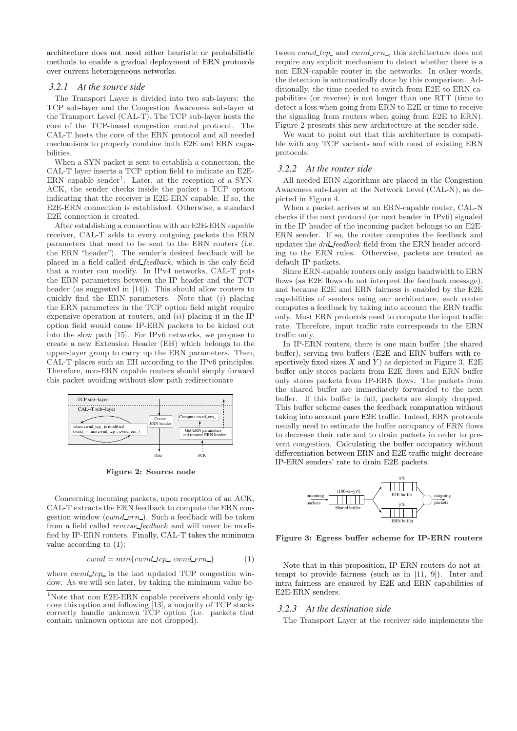architecture does not need either heuristic or probabilistic methods to enable a gradual deployment of ERN protocols over current heterogeneous networks.

### 3.2.1 At the source side

The Transport Layer is divided into two sub-layers: the TCP sub-layer and the Congestion Awareness sub-layer at the Transport Level (CAL-T). The TCP sub-layer hosts the core of the TCP-based congestion control protocol. The CAL-T hosts the core of the ERN protocol and all needed mechanisms to properly combine both E2E and ERN capabilities.

When a SYN packet is sent to establish a connection, the CAL-T layer inserts a TCP option field to indicate an E2E-ERN capable sender[1]. Later, at the reception of a SYN-ACK, the sender checks inside the packet a TCP option indicating that the receiver is E2E-ERN capable. If so, the E2E-ERN connection is established. Otherwise, a standard E2E connection is created.

After establishing a connection with an E2E-ERN capable receiver, CAL-T adds to every outgoing packets the ERN parameters that need to be sent to the ERN routers (i.e. the ERN "header"). The sender's desired feedback will be placed in a field called *drd_feedback*, which is the only field that a router can modify. In IPv4 networks, CAL-T puts the ERN parameters between the IP header and the TCP header (as suggested in [14]). This should allow routers to quickly find the ERN parameters. Note that (*i*) placing the ERN parameters in the TCP option field might require expensive operation at routers, and (*ii*) placing it in the IP option field would cause IP-ERN packets to be kicked out into the slow path [15]. For IPv6 networks, we propose to create a new Extension Header (EH) which belongs to the upper-layer group to carry up the ERN parameters. Then, CAL-T places such an EH according to the IPv6 principles. Therefore, non-ERN capable routers should simply forward this packet avoiding without slow path redirectionare

TCP sub–layer
CAL–T sub–layer
when cwnd_tcp_ is modified
cwnd_ = min(cwnd_tcp_, cwnd_ern_)
Create ERN header
Compute cwnd_ern_
Get ERN parameters and remove ERN header
Data
ACK

**Figure 2: Source node**

Concerning incoming packets, upon reception of an ACK, CAL-T extracts the ERN feedback to compute the ERN congestion window (*cwnd_ern_*). Such a feedback will be taken from a field called *reverse_feedback* and will never be modified by IP-ERN routers. Finally, CAL-T takes the minimum value according to (1):

$$cwnd = min\{cwnd\_tcp\_, cwnd\_ern\_\} \qquad (1)$$

where *cwnd_tcp_* is the last updated TCP congestion window. As we will see later, by taking the minimum value between *cwnd_tcp_* and *cwnd_ern_*, this architecture does not require any explicit mechanism to detect whether there is a non ERN-capable router in the networks. In other words, the detection is automatically done by this comparison. Additionally, the time needed to switch from E2E to ERN capabilities (or reverse) is not longer than one RTT (time to detect a loss when going from ERN to E2E or time to receive the signaling from routers when going from E2E to ERN). Figure 2 presents this new architecture at the sender side.

We want to point out that this architecture is compatible with any TCP variants and with most of existing ERN protocols.

[1]Note that non E2E-ERN capable receivers should only ignore this option and following [13], a majority of TCP stacks correctly handle unknown TCP option (i.e. packets that contain unknown options are not dropped).

### 3.2.2 At the router side

All needed ERN algorithms are placed in the Congestion Awareness sub-Layer at the Network Level (CAL-N), as depicted in Figure 4.

When a packet arrives at an ERN-capable router, CAL-N checks if the next protocol (or next header in IPv6) signaled in the IP header of the incoming packet belongs to an E2E-ERN sender. If so, the router computes the feedback and updates the *drd_feedback* field from the ERN header according to the ERN rules. Otherwise, packets are treated as default IP packets.

Since ERN-capable routers only assign bandwidth to ERN flows (as E2E flows do not interpret the feedback message), and because E2E and ERN fairness is enabled by the E2E capabilities of senders using our architecture, each router computes a feedback by taking into account the ERN traffic only. Most ERN protocols need to compute the input traffic rate. Therefore, input traffic rate corresponds to the ERN traffic only.

In IP-ERN routers, there is one main buffer (the shared buffer), serving two buffers (E2E and ERN buffers with respectively fixed sizes $X$ and $Y$) as depicted in Figure 3. E2E buffer only stores packets from E2E flows and ERN buffer only stores packets from IP-ERN flows. The packets from the shared buffer are immediately forwarded to the next buffer. If this buffer is full, packets are simply dropped. This buffer scheme eases the feedback computation without taking into account pure E2E traffic. Indeed, ERN protocols usually need to estimate the buffer occupancy of ERN flows to decrease their rate and to drain packets in order to prevent congestion. Calculating the buffer occupancy without differentiation between ERN and E2E traffic might decrease IP-ERN senders' rate to drain E2E packets.

incoming packets
(100−x−y)%
Shared buffer
x%
E2E buffer
y%
ERN buffer
outgoing packets

**Figure 3: Egress buffer scheme for IP-ERN routers**

Note that in this proposition, IP-ERN routers do not attempt to provide fairness (such as in [11, 9]). Inter and intra fairness are ensured by E2E and ERN capabilities of E2E-ERN senders.

### 3.2.3 At the destination side

The Transport Layer at the receiver side implements the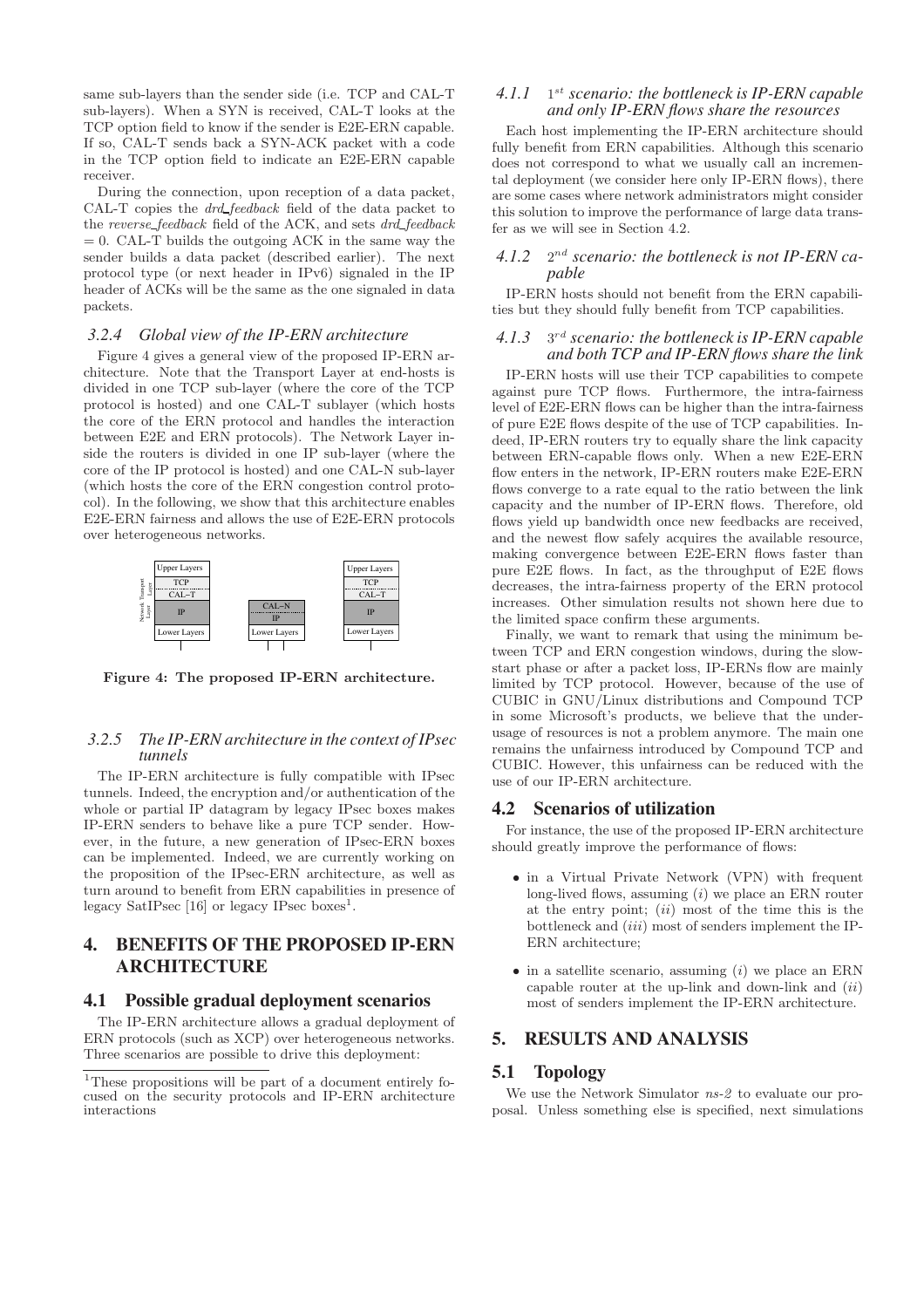same sub-layers than the sender side (i.e. TCP and CAL-T sub-layers). When a SYN is received, CAL-T looks at the TCP option field to know if the sender is E2E-ERN capable. If so, CAL-T sends back a SYN-ACK packet with a code in the TCP option field to indicate an E2E-ERN capable receiver.

During the connection, upon reception of a data packet, CAL-T copies the *drd_feedback* field of the data packet to the *reverse_feedback* field of the ACK, and sets *drd_feedback* = 0. CAL-T builds the outgoing ACK in the same way the sender builds a data packet (described earlier). The next protocol type (or next header in IPv6) signaled in the IP header of ACKs will be the same as the one signaled in data packets.

### 3.2.4 Global view of the IP-ERN architecture

Figure 4 gives a general view of the proposed IP-ERN architecture. Note that the Transport Layer at end-hosts is divided in one TCP sub-layer (where the core of the TCP protocol is hosted) and one CAL-T sublayer (which hosts the core of the ERN protocol and handles the interaction between E2E and ERN protocols). The Network Layer inside the routers is divided in one IP sub-layer (where the core of the IP protocol is hosted) and one CAL-N sub-layer (which hosts the core of the ERN congestion control protocol). In the following, we show that this architecture enables E2E-ERN fairness and allows the use of E2E-ERN protocols over heterogeneous networks.

| Upper Layers | | Upper Layers |
|---|---|---|
| TCP / CAL–T | | TCP / CAL–T |
| IP | CAL–N / IP | IP |
| Lower Layers | Lower Layers | Lower Layers |

**Figure 4: The proposed IP-ERN architecture.**

### 3.2.5 The IP-ERN architecture in the context of IPsec tunnels

The IP-ERN architecture is fully compatible with IPsec tunnels. Indeed, the encryption and/or authentication of the whole or partial IP datagram by legacy IPsec boxes makes IP-ERN senders to behave like a pure TCP sender. However, in the future, a new generation of IPsec-ERN boxes can be implemented. Indeed, we are currently working on the proposition of the IPsec-ERN architecture, as well as turn around to benefit from ERN capabilities in presence of legacy SatIPsec [16] or legacy IPsec boxes[1].

## 4. BENEFITS OF THE PROPOSED IP-ERN ARCHITECTURE

### 4.1 Possible gradual deployment scenarios

The IP-ERN architecture allows a gradual deployment of ERN protocols (such as XCP) over heterogeneous networks. Three scenarios are possible to drive this deployment:

#### 4.1.1 $1^{st}$ scenario: the bottleneck is IP-ERN capable and only IP-ERN flows share the resources

Each host implementing the IP-ERN architecture should fully benefit from ERN capabilities. Although this scenario does not correspond to what we usually call an incremental deployment (we consider here only IP-ERN flows), there are some cases where network administrators might consider this solution to improve the performance of large data transfer as we will see in Section 4.2.

#### 4.1.2 $2^{nd}$ scenario: the bottleneck is not IP-ERN capable

IP-ERN hosts should not benefit from the ERN capabilities but they should fully benefit from TCP capabilities.

#### 4.1.3 $3^{rd}$ scenario: the bottleneck is IP-ERN capable and both TCP and IP-ERN flows share the link

IP-ERN hosts will use their TCP capabilities to compete against pure TCP flows. Furthermore, the intra-fairness level of E2E-ERN flows can be higher than the intra-fairness of pure E2E flows despite of the use of TCP capabilities. Indeed, IP-ERN routers try to equally share the link capacity between ERN-capable flows only. When a new E2E-ERN flow enters in the network, IP-ERN routers make E2E-ERN flows converge to a rate equal to the ratio between the link capacity and the number of IP-ERN flows. Therefore, old flows yield up bandwidth once new feedbacks are received, and the newest flow safely acquires the available resource, making convergence between E2E-ERN flows faster than pure E2E flows. In fact, as the throughput of E2E flows decreases, the intra-fairness property of the ERN protocol increases. Other simulation results not shown here due to the limited space confirm these arguments.

Finally, we want to remark that using the minimum between TCP and ERN congestion windows, during the slow-start phase or after a packet loss, IP-ERNs flow are mainly limited by TCP protocol. However, because of the use of CUBIC in GNU/Linux distributions and Compound TCP in some Microsoft's products, we believe that the underusage of resources is not a problem anymore. The main one remains the unfairness introduced by Compound TCP and CUBIC. However, this unfairness can be reduced with the use of our IP-ERN architecture.

### 4.2 Scenarios of utilization

For instance, the use of the proposed IP-ERN architecture should greatly improve the performance of flows:

- in a Virtual Private Network (VPN) with frequent long-lived flows, assuming (*i*) we place an ERN router at the entry point; (*ii*) most of the time this is the bottleneck and (*iii*) most of senders implement the IP-ERN architecture;
- in a satellite scenario, assuming (*i*) we place an ERN capable router at the up-link and down-link and (*ii*) most of senders implement the IP-ERN architecture.

## 5. RESULTS AND ANALYSIS

### 5.1 Topology

We use the Network Simulator *ns-2* to evaluate our proposal. Unless something else is specified, next simulations

[1] These propositions will be part of a document entirely focused on the security protocols and IP-ERN architecture interactions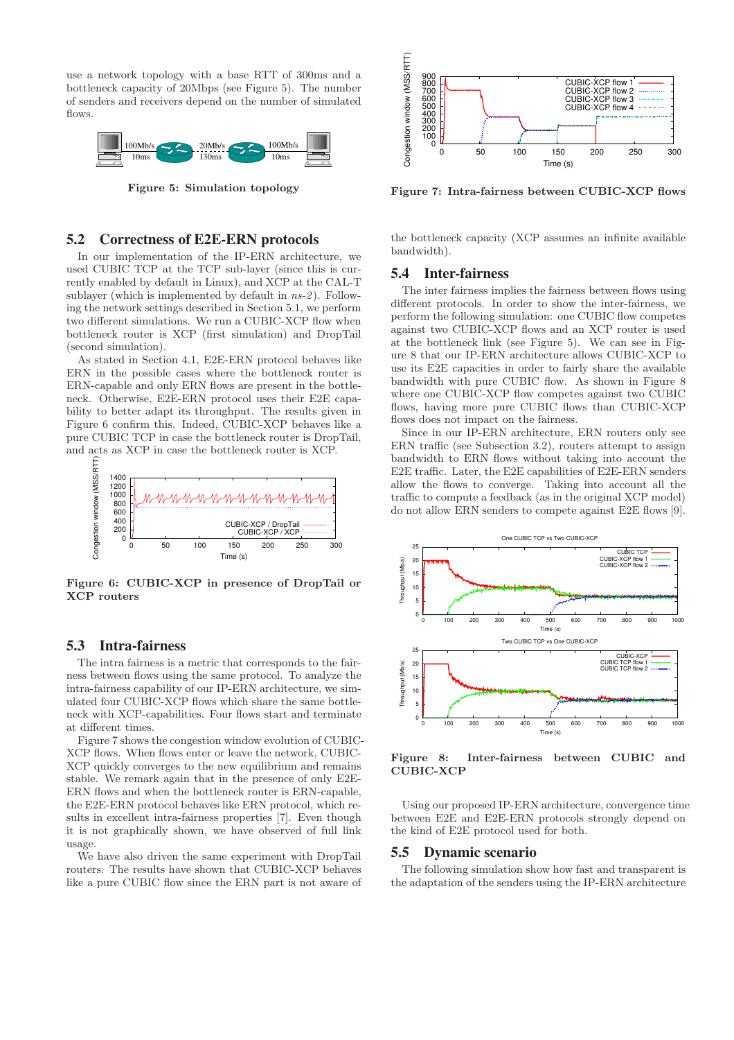use a network topology with a base RTT of 300ms and a bottleneck capacity of 20Mbps (see Figure 5). The number of senders and receivers depend on the number of simulated flows.

**Figure 5: Simulation topology**

## 5.2 Correctness of E2E-ERN protocols

In our implementation of the IP-ERN architecture, we used CUBIC TCP at the TCP sub-layer (since this is currently enabled by default in Linux), and XCP at the CAL-T sublayer (which is implemented by default in *ns-2*). Following the network settings described in Section 5.1, we perform two different simulations. We run a CUBIC-XCP flow when bottleneck router is XCP (first simulation) and DropTail (second simulation).

As stated in Section 4.1, E2E-ERN protocol behaves like ERN in the possible cases where the bottleneck router is ERN-capable and only ERN flows are present in the bottleneck. Otherwise, E2E-ERN protocol uses their E2E capability to better adapt its throughput. The results given in Figure 6 confirm this. Indeed, CUBIC-XCP behaves like a pure CUBIC TCP in case the bottleneck router is DropTail, and acts as XCP in case the bottleneck router is XCP.

**Figure 6: CUBIC-XCP in presence of DropTail or XCP routers**

## 5.3 Intra-fairness

The intra fairness is a metric that corresponds to the fairness between flows using the same protocol. To analyze the intra-fairness capability of our IP-ERN architecture, we simulated four CUBIC-XCP flows which share the same bottleneck with XCP-capabilities. Four flows start and terminate at different times.

Figure 7 shows the congestion window evolution of CUBIC-XCP flows. When flows enter or leave the network, CUBIC-XCP quickly converges to the new equilibrium and remains stable. We remark again that in the presence of only E2E-ERN flows and when the bottleneck router is ERN-capable, the E2E-ERN protocol behaves like ERN protocol, which results in excellent intra-fairness properties [7]. Even though it is not graphically shown, we have observed of full link usage.

We have also driven the same experiment with DropTail routers. The results have shown that CUBIC-XCP behaves like a pure CUBIC flow since the ERN part is not aware of the bottleneck capacity (XCP assumes an infinite available bandwidth).

**Figure 7: Intra-fairness between CUBIC-XCP flows**

## 5.4 Inter-fairness

The inter fairness implies the fairness between flows using different protocols. In order to show the inter-fairness, we perform the following simulation: one CUBIC flow competes against two CUBIC-XCP flows and an XCP router is used at the bottleneck link (see Figure 5). We can see in Figure 8 that our IP-ERN architecture allows CUBIC-XCP to use its E2E capacities in order to fairly share the available bandwidth with pure CUBIC flow. As shown in Figure 8 where one CUBIC-XCP flow competes against two CUBIC flows, having more pure CUBIC flows than CUBIC-XCP flows does not impact on the fairness.

Since in our IP-ERN architecture, ERN routers only see ERN traffic (see Subsection 3.2), routers attempt to assign bandwidth to ERN flows without taking into account the E2E traffic. Later, the E2E capabilities of E2E-ERN senders allow the flows to converge. Taking into account all the traffic to compute a feedback (as in the original XCP model) do not allow ERN senders to compete against E2E flows [9].

**Figure 8: Inter-fairness between CUBIC and CUBIC-XCP**

Using our proposed IP-ERN architecture, convergence time between E2E and E2E-ERN protocols strongly depend on the kind of E2E protocol used for both.

## 5.5 Dynamic scenario

The following simulation show how fast and transparent is the adaptation of the senders using the IP-ERN architecture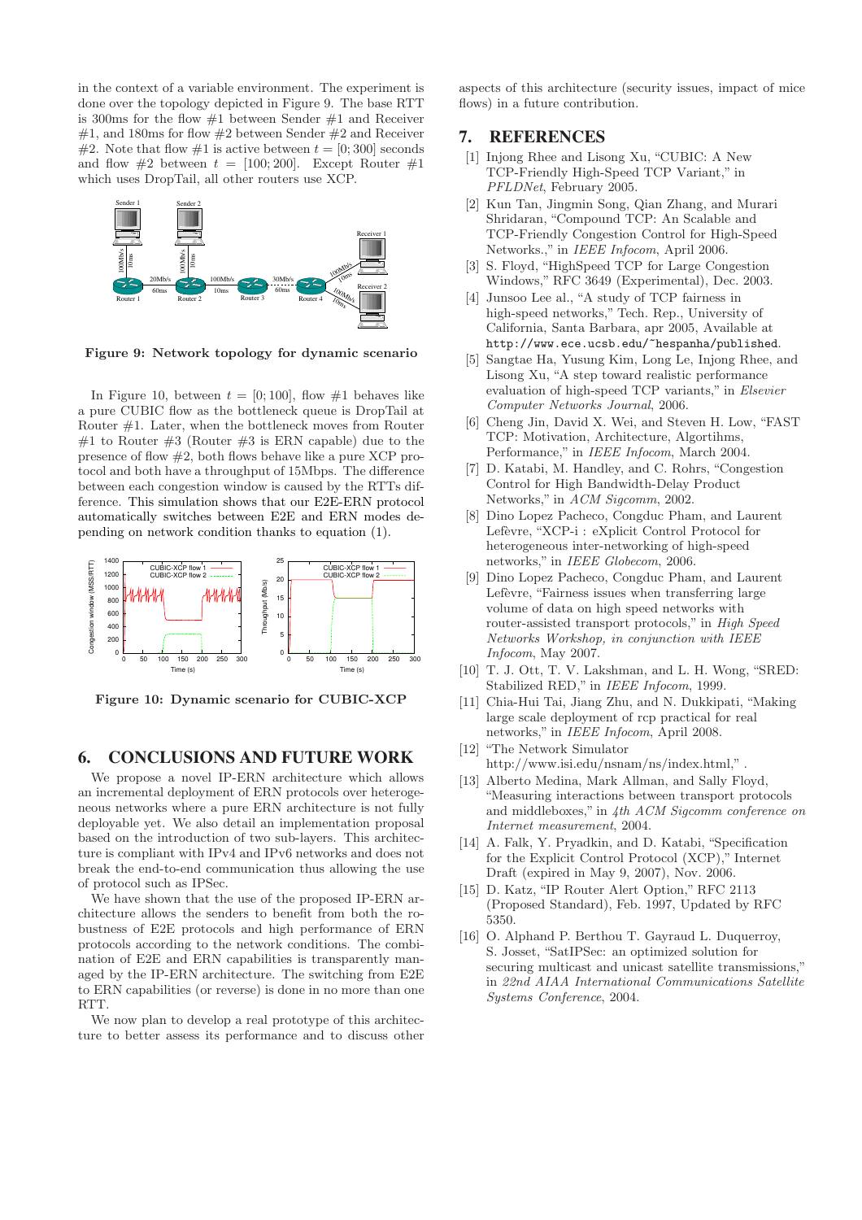in the context of a variable environment. The experiment is done over the topology depicted in Figure 9. The base RTT is 300ms for the flow #1 between Sender #1 and Receiver #1, and 180ms for flow #2 between Sender #2 and Receiver #2. Note that flow #1 is active between $t = [0; 300]$ seconds and flow #2 between $t = [100; 200]$. Except Router #1 which uses DropTail, all other routers use XCP.

Sender 1
Sender 2
Receiver 1
Receiver 2
100Mb/s 10ms
100Mb/s 10ms
20Mb/s 60ms
100Mb/s 10ms
30Mb/s 60ms
100Mb/s 10ms
100Mb/s 10ms
Router 1
Router 2
Router 3
Router 4

**Figure 9: Network topology for dynamic scenario**

In Figure 10, between $t = [0; 100]$, flow #1 behaves like a pure CUBIC flow as the bottleneck queue is DropTail at Router #1. Later, when the bottleneck moves from Router #1 to Router #3 (Router #3 is ERN capable) due to the presence of flow #2, both flows behave like a pure XCP protocol and both have a throughput of 15Mbps. The difference between each congestion window is caused by the RTTs difference. This simulation shows that our E2E-ERN protocol automatically switches between E2E and ERN modes depending on network condition thanks to equation (1).

CUBIC-XCP flow 1
CUBIC-XCP flow 2
Congestion window (MSS/RTT)
0
200
400
600
800
1000
1200
1400
0 50 100 150 200 250 300
Time (s)

CUBIC-XCP flow 1
CUBIC-XCP flow 2
Throughput (Mb/s)
0
5
10
15
20
25
0 50 100 150 200 250 300
Time (s)

**Figure 10: Dynamic scenario for CUBIC-XCP**

# 6. CONCLUSIONS AND FUTURE WORK

We propose a novel IP-ERN architecture which allows an incremental deployment of ERN protocols over heterogeneous networks where a pure ERN architecture is not fully deployable yet. We also detail an implementation proposal based on the introduction of two sub-layers. This architecture is compliant with IPv4 and IPv6 networks and does not break the end-to-end communication thus allowing the use of protocol such as IPSec.

We have shown that the use of the proposed IP-ERN architecture allows the senders to benefit from both the robustness of E2E protocols and high performance of ERN protocols according to the network conditions. The combination of E2E and ERN capabilities is transparently managed by the IP-ERN architecture. The switching from E2E to ERN capabilities (or reverse) is done in no more than one RTT.

We now plan to develop a real prototype of this architecture to better assess its performance and to discuss other aspects of this architecture (security issues, impact of mice flows) in a future contribution.

# 7. REFERENCES

[1] Injong Rhee and Lisong Xu, "CUBIC: A New TCP-Friendly High-Speed TCP Variant," in *PFLDNet*, February 2005.

[2] Kun Tan, Jingmin Song, Qian Zhang, and Murari Shridaran, "Compound TCP: An Scalable and TCP-Friendly Congestion Control for High-Speed Networks.," in *IEEE Infocom*, April 2006.

[3] S. Floyd, "HighSpeed TCP for Large Congestion Windows," RFC 3649 (Experimental), Dec. 2003.

[4] Junsoo Lee al., "A study of TCP fairness in high-speed networks," Tech. Rep., University of California, Santa Barbara, apr 2005, Available at http://www.ece.ucsb.edu/~hespanha/published.

[5] Sangtae Ha, Yusung Kim, Long Le, Injong Rhee, and Lisong Xu, "A step toward realistic performance evaluation of high-speed TCP variants," in *Elsevier Computer Networks Journal*, 2006.

[6] Cheng Jin, David X. Wei, and Steven H. Low, "FAST TCP: Motivation, Architecture, Algortihms, Performance," in *IEEE Infocom*, March 2004.

[7] D. Katabi, M. Handley, and C. Rohrs, "Congestion Control for High Bandwidth-Delay Product Networks," in *ACM Sigcomm*, 2002.

[8] Dino Lopez Pacheco, Congduc Pham, and Laurent Lefèvre, "XCP-i : eXplicit Control Protocol for heterogeneous inter-networking of high-speed networks," in *IEEE Globecom*, 2006.

[9] Dino Lopez Pacheco, Congduc Pham, and Laurent Lefèvre, "Fairness issues when transferring large volume of data on high speed networks with router-assisted transport protocols," in *High Speed Networks Workshop, in conjunction with IEEE Infocom*, May 2007.

[10] T. J. Ott, T. V. Lakshman, and L. H. Wong, "SRED: Stabilized RED," in *IEEE Infocom*, 1999.

[11] Chia-Hui Tai, Jiang Zhu, and N. Dukkipati, "Making large scale deployment of rcp practical for real networks," in *IEEE Infocom*, April 2008.

[12] "The Network Simulator http://www.isi.edu/nsnam/ns/index.html," .

[13] Alberto Medina, Mark Allman, and Sally Floyd, "Measuring interactions between transport protocols and middleboxes," in *4th ACM Sigcomm conference on Internet measurement*, 2004.

[14] A. Falk, Y. Pryadkin, and D. Katabi, "Specification for the Explicit Control Protocol (XCP)," Internet Draft (expired in May 9, 2007), Nov. 2006.

[15] D. Katz, "IP Router Alert Option," RFC 2113 (Proposed Standard), Feb. 1997, Updated by RFC 5350.

[16] O. Alphand P. Berthou T. Gayraud L. Duquerroy, S. Josset, "SatIPSec: an optimized solution for securing multicast and unicast satellite transmissions," in *22nd AIAA International Communications Satellite Systems Conference*, 2004.